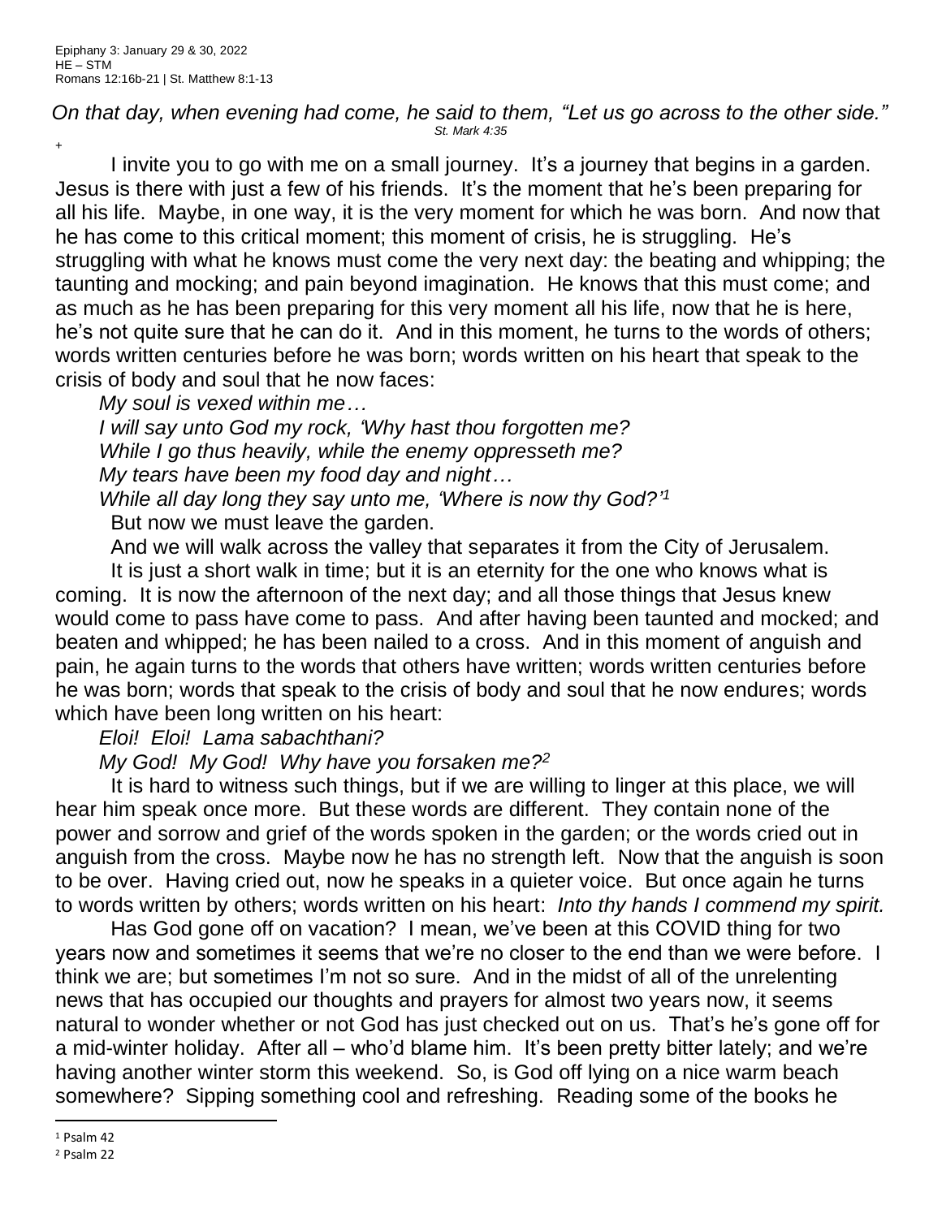Epiphany 3: January 29 & 30, 2022
HE – STM
Romans 12:16b-21 | St. Matthew 8:1-13

*On that day, when evening had come, he said to them, "Let us go across to the other side."*
*St. Mark 4:35*

+

I invite you to go with me on a small journey. It's a journey that begins in a garden. Jesus is there with just a few of his friends. It's the moment that he's been preparing for all his life. Maybe, in one way, it is the very moment for which he was born. And now that he has come to this critical moment; this moment of crisis, he is struggling. He's struggling with what he knows must come the very next day: the beating and whipping; the taunting and mocking; and pain beyond imagination. He knows that this must come; and as much as he has been preparing for this very moment all his life, now that he is here, he's not quite sure that he can do it. And in this moment, he turns to the words of others; words written centuries before he was born; words written on his heart that speak to the crisis of body and soul that he now faces:

*My soul is vexed within me…*
*I will say unto God my rock, 'Why hast thou forgotten me?*
*While I go thus heavily, while the enemy oppresseth me?*
*My tears have been my food day and night…*
*While all day long they say unto me, 'Where is now thy God?'*[1]

But now we must leave the garden.

And we will walk across the valley that separates it from the City of Jerusalem.

It is just a short walk in time; but it is an eternity for the one who knows what is coming. It is now the afternoon of the next day; and all those things that Jesus knew would come to pass have come to pass. And after having been taunted and mocked; and beaten and whipped; he has been nailed to a cross. And in this moment of anguish and pain, he again turns to the words that others have written; words written centuries before he was born; words that speak to the crisis of body and soul that he now endures; words which have been long written on his heart:

*Eloi! Eloi! Lama sabachthani?*
*My God! My God! Why have you forsaken me?*[2]

It is hard to witness such things, but if we are willing to linger at this place, we will hear him speak once more. But these words are different. They contain none of the power and sorrow and grief of the words spoken in the garden; or the words cried out in anguish from the cross. Maybe now he has no strength left. Now that the anguish is soon to be over. Having cried out, now he speaks in a quieter voice. But once again he turns to words written by others; words written on his heart: *Into thy hands I commend my spirit.*

Has God gone off on vacation? I mean, we've been at this COVID thing for two years now and sometimes it seems that we're no closer to the end than we were before. I think we are; but sometimes I'm not so sure. And in the midst of all of the unrelenting news that has occupied our thoughts and prayers for almost two years now, it seems natural to wonder whether or not God has just checked out on us. That's he's gone off for a mid-winter holiday. After all – who'd blame him. It's been pretty bitter lately; and we're having another winter storm this weekend. So, is God off lying on a nice warm beach somewhere? Sipping something cool and refreshing. Reading some of the books he

---

[1] Psalm 42
[2] Psalm 22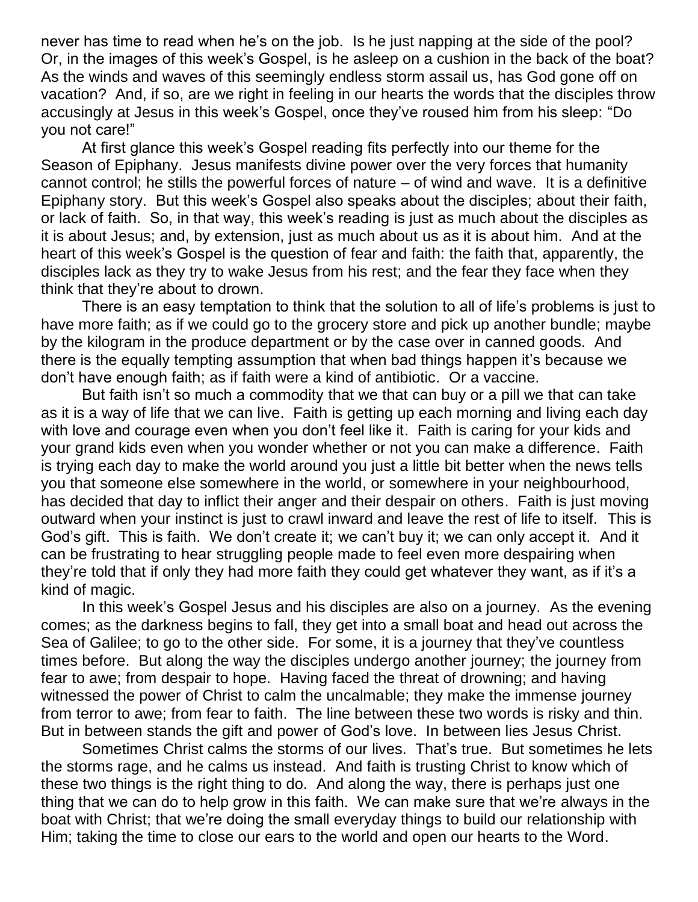never has time to read when he's on the job. Is he just napping at the side of the pool? Or, in the images of this week's Gospel, is he asleep on a cushion in the back of the boat? As the winds and waves of this seemingly endless storm assail us, has God gone off on vacation? And, if so, are we right in feeling in our hearts the words that the disciples throw accusingly at Jesus in this week's Gospel, once they've roused him from his sleep: "Do you not care!"

At first glance this week's Gospel reading fits perfectly into our theme for the Season of Epiphany. Jesus manifests divine power over the very forces that humanity cannot control; he stills the powerful forces of nature – of wind and wave. It is a definitive Epiphany story. But this week's Gospel also speaks about the disciples; about their faith, or lack of faith. So, in that way, this week's reading is just as much about the disciples as it is about Jesus; and, by extension, just as much about us as it is about him. And at the heart of this week's Gospel is the question of fear and faith: the faith that, apparently, the disciples lack as they try to wake Jesus from his rest; and the fear they face when they think that they're about to drown.

There is an easy temptation to think that the solution to all of life's problems is just to have more faith; as if we could go to the grocery store and pick up another bundle; maybe by the kilogram in the produce department or by the case over in canned goods. And there is the equally tempting assumption that when bad things happen it's because we don't have enough faith; as if faith were a kind of antibiotic. Or a vaccine.

But faith isn't so much a commodity that we that can buy or a pill we that can take as it is a way of life that we can live. Faith is getting up each morning and living each day with love and courage even when you don't feel like it. Faith is caring for your kids and your grand kids even when you wonder whether or not you can make a difference. Faith is trying each day to make the world around you just a little bit better when the news tells you that someone else somewhere in the world, or somewhere in your neighbourhood, has decided that day to inflict their anger and their despair on others. Faith is just moving outward when your instinct is just to crawl inward and leave the rest of life to itself. This is God's gift. This is faith. We don't create it; we can't buy it; we can only accept it. And it can be frustrating to hear struggling people made to feel even more despairing when they're told that if only they had more faith they could get whatever they want, as if it's a kind of magic.

In this week's Gospel Jesus and his disciples are also on a journey. As the evening comes; as the darkness begins to fall, they get into a small boat and head out across the Sea of Galilee; to go to the other side. For some, it is a journey that they've countless times before. But along the way the disciples undergo another journey; the journey from fear to awe; from despair to hope. Having faced the threat of drowning; and having witnessed the power of Christ to calm the uncalmable; they make the immense journey from terror to awe; from fear to faith. The line between these two words is risky and thin. But in between stands the gift and power of God's love. In between lies Jesus Christ.

Sometimes Christ calms the storms of our lives. That's true. But sometimes he lets the storms rage, and he calms us instead. And faith is trusting Christ to know which of these two things is the right thing to do. And along the way, there is perhaps just one thing that we can do to help grow in this faith. We can make sure that we're always in the boat with Christ; that we're doing the small everyday things to build our relationship with Him; taking the time to close our ears to the world and open our hearts to the Word.